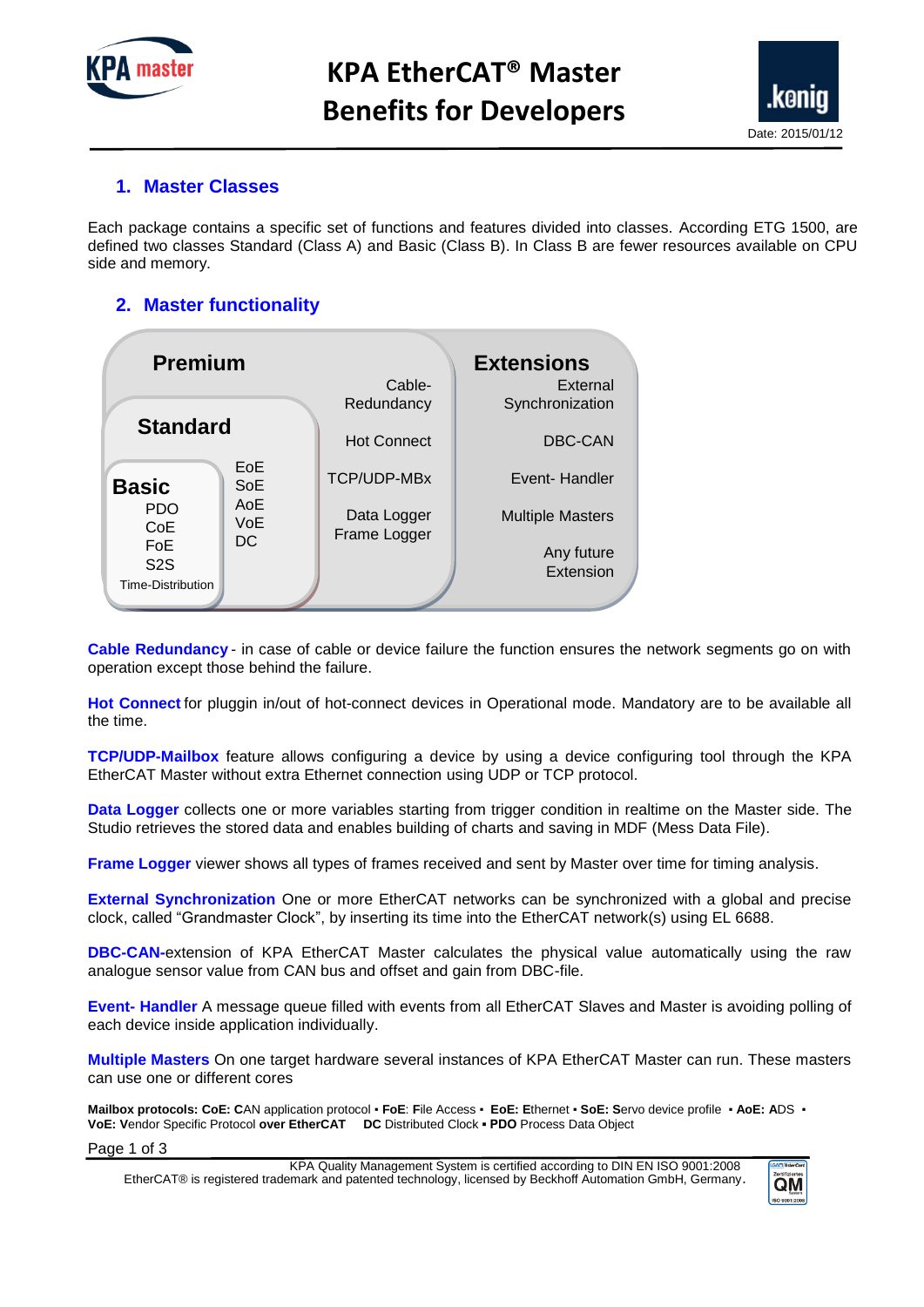# KPA EtherCAT® Master Benefits for Developers

Date: 2015/01/12

## 1. Master Classes

Each package contains a specific set of functions and features divided into classes. According ETG 1500, are defined two classes Standard (Class A) and Basic (Class B). In Class B are fewer resources available on CPU side and memory.

## 2. Master functionality

**Premium**
- Cable-Redundancy
- Hot Connect
- TCP/UDP-MBx
- Data Logger
- Frame Logger

**Standard**
- EoE
- SoE
- AoE
- VoE
- DC

**Basic**
- PDO
- CoE
- FoE
- S2S
- Time-Distribution

**Extensions**
- External Synchronization
- DBC-CAN
- Event- Handler
- Multiple Masters
- Any future Extension

**Cable Redundancy** - in case of cable or device failure the function ensures the network segments go on with operation except those behind the failure.

**Hot Connect** for pluggin in/out of hot-connect devices in Operational mode. Mandatory are to be available all the time.

**TCP/UDP-Mailbox** feature allows configuring a device by using a device configuring tool through the KPA EtherCAT Master without extra Ethernet connection using UDP or TCP protocol.

**Data Logger** collects one or more variables starting from trigger condition in realtime on the Master side. The Studio retrieves the stored data and enables building of charts and saving in MDF (Mess Data File).

**Frame Logger** viewer shows all types of frames received and sent by Master over time for timing analysis.

**External Synchronization** One or more EtherCAT networks can be synchronized with a global and precise clock, called "Grandmaster Clock", by inserting its time into the EtherCAT network(s) using EL 6688.

**DBC-CAN-**extension of KPA EtherCAT Master calculates the physical value automatically using the raw analogue sensor value from CAN bus and offset and gain from DBC-file.

**Event- Handler** A message queue filled with events from all EtherCAT Slaves and Master is avoiding polling of each device inside application individually.

**Multiple Masters** On one target hardware several instances of KPA EtherCAT Master can run. These masters can use one or different cores

**Mailbox protocols: CoE: C**AN application protocol ▪ **FoE**: **F**ile Access ▪ **EoE: E**thernet ▪ **SoE: S**ervo device profile ▪ **AoE: A**DS ▪ **VoE: V**endor Specific Protocol **over EtherCAT** **DC** Distributed Clock ▪ **PDO** Process Data Object

KPA Quality Management System is certified according to DIN EN ISO 9001:2008
EtherCAT® is registered trademark and patented technology, licensed by Beckhoff Automation GmbH, Germany.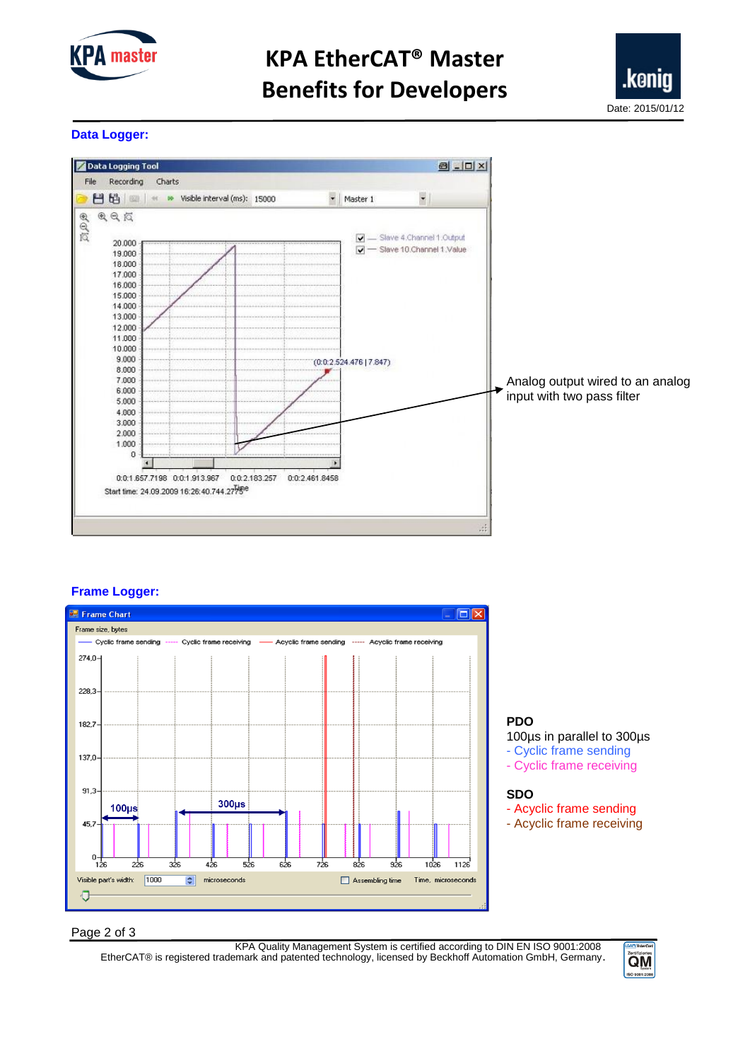## Data Logger:

Analog output wired to an analog input with two pass filter

## Frame Logger:

**PDO**

100µs in parallel to 300µs

- Cyclic frame sending
- Cyclic frame receiving

**SDO**

- Acyclic frame sending
- Acyclic frame receiving

KPA Quality Management System is certified according to DIN EN ISO 9001:2008

EtherCAT® is registered trademark and patented technology, licensed by Beckhoff Automation GmbH, Germany.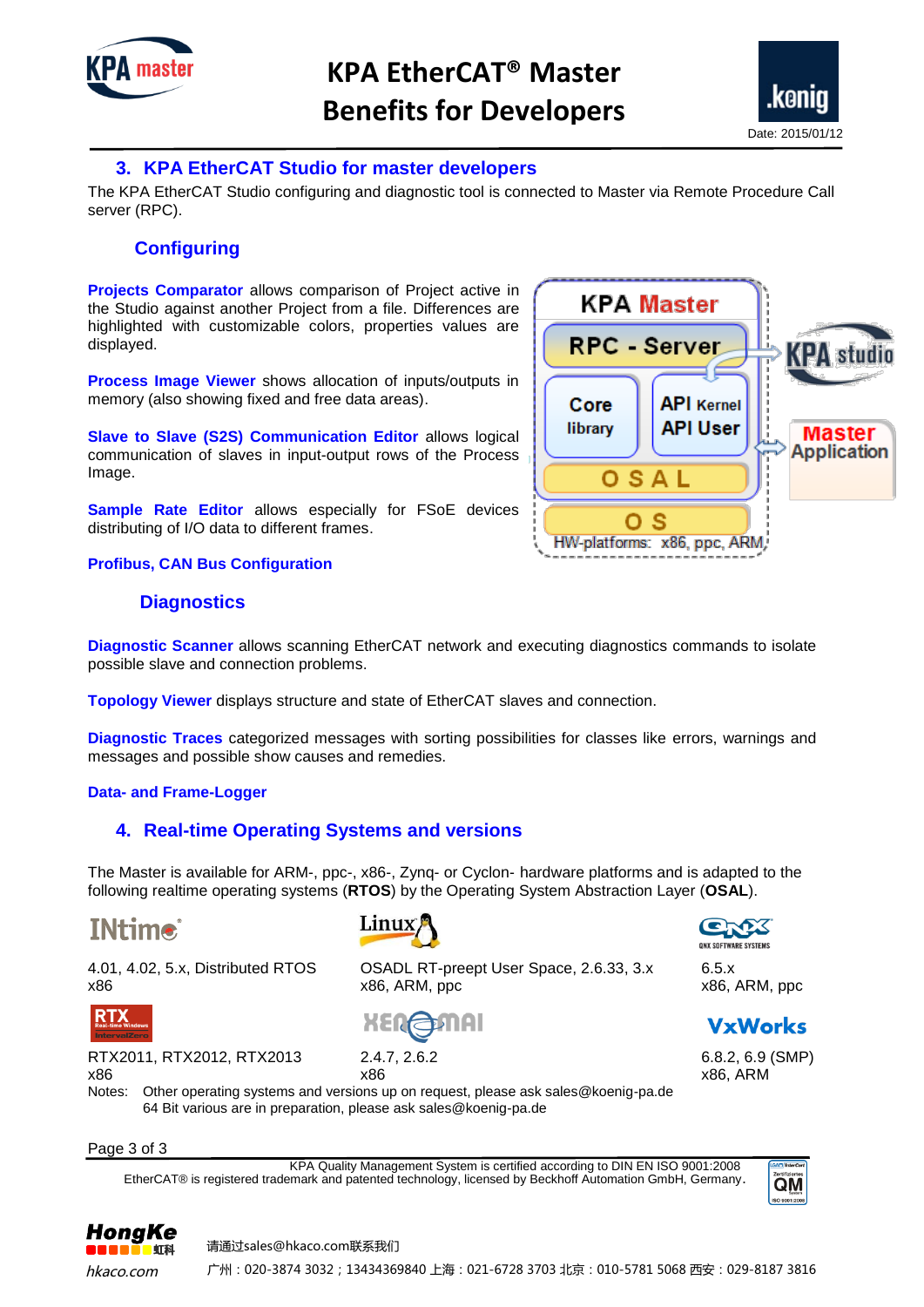# KPA EtherCAT® Master Benefits for Developers

Date: 2015/01/12

## 3. KPA EtherCAT Studio for master developers

The KPA EtherCAT Studio configuring and diagnostic tool is connected to Master via Remote Procedure Call server (RPC).

### Configuring

**Projects Comparator** allows comparison of Project active in the Studio against another Project from a file. Differences are highlighted with customizable colors, properties values are displayed.

**Process Image Viewer** shows allocation of inputs/outputs in memory (also showing fixed and free data areas).

**Slave to Slave (S2S) Communication Editor** allows logical communication of slaves in input-output rows of the Process Image.

**Sample Rate Editor** allows especially for FSoE devices distributing of I/O data to different frames.

**Profibus, CAN Bus Configuration**

KPA Master
RPC - Server
Core library
API Kernel
API User
OSAL
OS
HW-platforms: x86, ppc, ARM
KPA studio
Master Application

### Diagnostics

**Diagnostic Scanner** allows scanning EtherCAT network and executing diagnostics commands to isolate possible slave and connection problems.

**Topology Viewer** displays structure and state of EtherCAT slaves and connection.

**Diagnostic Traces** categorized messages with sorting possibilities for classes like errors, warnings and messages and possible show causes and remedies.

**Data- and Frame-Logger**

## 4. Real-time Operating Systems and versions

The Master is available for ARM-, ppc-, x86-, Zynq- or Cyclon- hardware platforms and is adapted to the following realtime operating systems (**RTOS**) by the Operating System Abstraction Layer (**OSAL**).

| INtime | Linux | QNX |
|---|---|---|
| 4.01, 4.02, 5.x, Distributed RTOS<br>x86 | OSADL RT-preept User Space, 2.6.33, 3.x<br>x86, ARM, ppc | 6.5.x<br>x86, ARM, ppc |
| **RTX** | **XENOMAI** | **VxWorks** |
| RTX2011, RTX2012, RTX2013<br>x86 | 2.4.7, 2.6.2<br>x86 | 6.8.2, 6.9 (SMP)<br>x86, ARM |

Notes: Other operating systems and versions up on request, please ask sales@koenig-pa.de
64 Bit various are in preparation, please ask sales@koenig-pa.de

KPA Quality Management System is certified according to DIN EN ISO 9001:2008
EtherCAT® is registered trademark and patented technology, licensed by Beckhoff Automation GmbH, Germany.

HongKe 虹科
hkaco.com
请通过sales@hkaco.com联系我们
广州：020-3874 3032；13434369840 上海：021-6728 3703 北京：010-5781 5068 西安：029-8187 3816